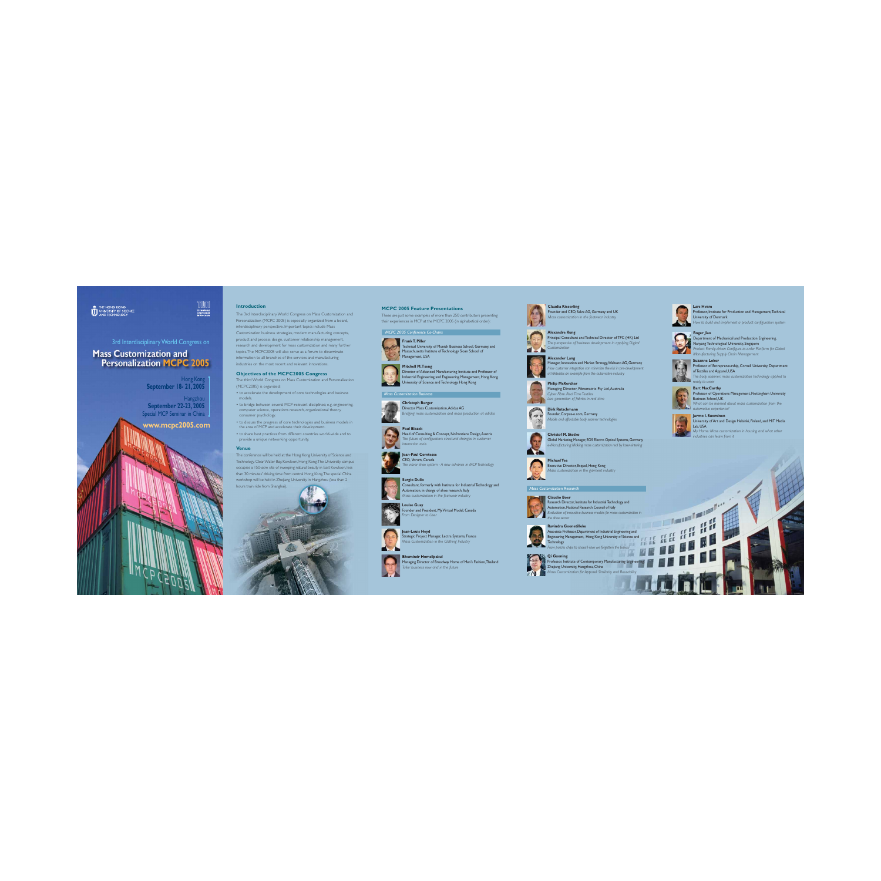THE HONG KONG UNIVERSITY OF SCIENCE AND TECHNOLOGY

TUM TECHNISCHE UNIVERSITÄT MÜNCHEN

3rd Interdisciplinary World Congress on

# Mass Customization and Personalization MCPC 2005

Hong Kong
**September 18- 21, 2005**

Hangzhou
**September 22-23, 2005**
Special MCP Seminar in China

**www.mcpc2005.com**

## Introduction

The 3rd Interdisciplinary World Congress on Mass Customization and Personalization (MCPC 2005) is especially organized from a board, interdisciplinary perspective. Important topics include Mass Customization business strategies, modern manufacturing concepts, product and process design, customer relationship management, research and development for mass customization and many further topics. The MCPC2005 will also serve as a forum to disseminate information to all branches of the services and manufacturing industries on the most recent and relevant innovations.

## Objectives of the MCPC2005 Congress

The third World Congress on Mass Customization and Personalization (MCPC2005) is organized:

- to accelerate the development of core technologies and business models.
- to bridge between several MCP-relevant disciplines; e.g. engineering, computer science, operations research, organizational theory, consumer psychology.
- to discuss the progress of core technologies and business models in the area of MCP and accelerate their development.
- to share best practices from different countries world-wide and to provide a unique networking opportunity.

## Venue

The conference will be held at the Hong Kong University of Science and Technology, Clear Water Bay, Kowloon, Hong Kong. The University campus occupies a 150-acre site of sweeping natural beauty in East Kowloon, less than 30 minutes' driving time from central Hong Kong. The special China workshop will be held in Zhejiang University in Hangzhou (less than 2 hours train ride from Shanghai).

## MCPC 2005 Feature Presentations

These are just some examples of more than 250 contributors presenting their experiences in MCP at the MCPC 2005 (in alphabetical order):

### MCPC 2005 Conference Co-Chairs

**Frank T. Piller**
Technical University of Munich Business School, Germany, and Massachusetts Institute of Technology Sloan School of Management, USA

**Mitchell M. Tseng**
Director of Advanced Manufacturing Institute and Professor of Industrial Engineering and Engineering Management, Hong Kong University of Science and Technology, Hong Kong

### Mass Customization Business

**Christoph Berger**
Director Mass Customization, Adidas AG
*Bridging mass customization and mass production at adidas*

**Paul Blazek**
Head of Consulting & Concept, Nofrontiere Design, Austria
*The future of configurators: structured changes in customer interaction tools*

**Jean-Paul Comtesse**
CEO, Vorum, Canada
*The vorum shoe system - A new advance in MCP Technology*

**Sergio Dulio**
Consultant, formerly with Institute for Industrial Technology and Automation, in charge of shoe research, Italy
*Mass customization in the footwear industry*

**Louise Guay**
Founder and President, My Virtual Model, Canada
*From Designer to User*

**Jean-Louis Heyd**
Strategic Project Manager, Lectra Systems, France
*Mass Customization in the Clothing Industry*

**Bhumindr Hornsilpakul**
Managing Director of Broadway Home of Man's Fashion, Thailand
*Tailor business now and in the future*

**Claudia Kieserling**
Founder and CEO, Selve AG, Germany and UK
*Mass customization in the footwear industry*

**Alexandre Kung**
Principal Consultant and Technical Director of TPC (HK) Ltd
*The perspective of business development in applying Digital Customization*

**Alexander Lang**
Manager, Innovation and Market Strategy, Webasto AG, Germany
*How customer integration can minimize the risk in pre-development at Webasto: an example from the automotive industry*

**Philip McKercher**
Managing Director, Fibrematrix Pty Ltd, Australia
*Cyber Fibre: Real Time Textiles*
*Live generation of fabrics in real time*

**Dirk Rutschmann**
Founder, Corpus-e.com, Germany
*Mobile and affordable body scanner technologies*

**Christof M. Stotko**
Global Marketing Manager, EOS Electro Optical Systems, Germany
*e-Manufacturing: Making mass customization real by laser-sintering*

**Michael Yee**
Executive Director, Esquel, Hong Kong
*Mass customization in the garment industry*

### Mass Customization Research

**Claudio Boer**
Research Director, Institute for Industrial Technology and Automation, National Research Council of Italy
*Evaluation of innovative business models for mass customization in the shoe sector*

**Ravindra Goonetilleke**
Associate Professor, Department of Industrial Engineering and Engineering Management, Hong Kong University of Science and Technology
*From potato chips to shoes: Have we forgotten the basics?*

**Qi Guoning**
Professor, Institute of Contemporary Manufacturing Engineering, Zhejiang University, Hangzhou, China
*Mass Customization for Apparel: Similarity and Reusability*

**Lars Hvam**
Professor, Institute for Production and Management, Technical University of Denmark
*How to build and implement a product configuration system*

**Roger Jiao**
Department of Mechanical and Production Engineering, Nanyang Technological University, Singapore
*Product Family-driven Configure-to-order Platform for Global Manufacturing Supply Chain Management*

**Suzanne Loker**
Professor of Entrepreneurship, Cornell University, Department of Textiles and Apparel, USA
*The body scanner: mass customization technology applied to ready-to-wear*

**Bart MacCarthy**
Professor of Operations Management, Nottingham University Business School, UK
*What can be learned about mass customization from the automotive experience?*

**Jarmo I. Suominen**
University of Art and Design Helsinki, Finland, and MIT Media Lab, USA
*My Home: Mass customization in housing and what other industries can learn from it*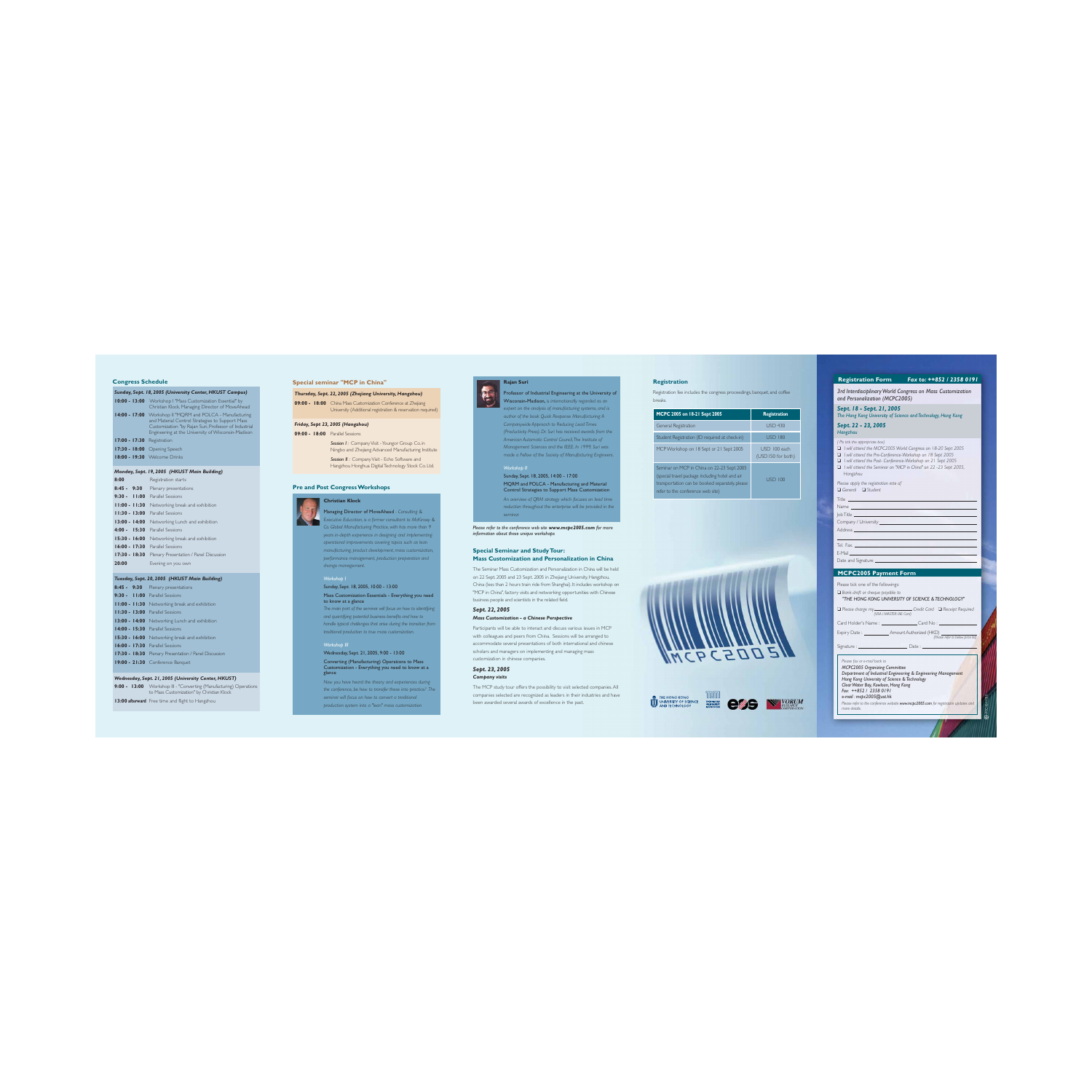## Congress Schedule

***Sunday, Sept. 18, 2005 (University Center, HKUST Campus)***

| | |
|---|---|
| **10:00 - 13:00** | Workshop I "Mass Customization Essential" by Christian Klock, Managing Director of MoveAhead |
| **14:00 - 17:00** | Workshop II "MQRM and POLCA - Manufacturing and Material Control Strategies to Support Mass Customization "by Rajan Suri, Professor of Industrial Engineering at the University of Wisconsin-Madison |
| **17:00 - 17:30** | Registration |
| **17:30 - 18:00** | Opening Speech |
| **18:00 - 19:30** | Welcome Drinks |

***Monday, Sept. 19, 2005 (HKUST Main Building)***

| | |
|---|---|
| **8:00** | Registration starts |
| **8:45 - 9:30** | Plenary presentations |
| **9:30 - 11:00** | Parallel Sessions |
| **11:00 - 11:30** | Networking break and exhibition |
| **11:30 - 13:00** | Parallel Sessions |
| **13:00 - 14:00** | Networking Lunch and exhibition |
| **4:00 - 15:30** | Parallel Sessions |
| **15:30 - 16:00** | Networking break and exhibition |
| **16:00 - 17:30** | Parallel Sessions |
| **17:30 - 18:30** | Plenary Presentation / Panel Discussion |
| **20:00** | Evening on you own |

***Tuesday, Sept. 20, 2005 (HKUST Main Building)***

| | |
|---|---|
| **8:45 - 9:30** | Plenary presentations |
| **9:30 - 11:00** | Parallel Sessions |
| **11:00 - 11:30** | Networking break and exhibition |
| **11:30 - 13:00** | Parallel Sessions |
| **13:00 - 14:00** | Networking Lunch and exhibition |
| **14:00 - 15:30** | Parallel Sessions |
| **15:30 - 16:00** | Networking break and exhibition |
| **16:00 - 17:30** | Parallel Sessions |
| **17:30 - 18:30** | Plenary Presentation / Panel Discussion |
| **19:00 - 21:30** | Conference Banquet |

***Wednesday, Sept. 21, 2005 (University Center, HKUST)***

| | |
|---|---|
| **9:00 - 13:00** | Workshop III - "Converting (Manufacturing) Operations to Mass Customization" by Christian Klock |
| **13:00 afterward** | Free time and flight to Hangzhou |

## Special seminar "MCP in China"

***Thursday, Sept. 22, 2005 (Zhejiang University, Hangzhou)***

| | |
|---|---|
| **09:00 - 18:00** | China Mass Customization Conference at Zhejiang University (Additional registration & reservation required) |

***Friday, Sept 23, 2005 (Hangzhou)***

**09:00 - 18:00** Parallel Sessions

*Session I :* Company Visit - Youngor Group Co. in Ningbo and Zhejiang Advanced Manufacturing Institute

*Session II :* Company Visit - Echo Software and Hangzhou Honghua Digital Technology Stock Co. Ltd.

## Pre and Post Congress Workshops

### Christian Klock

**Managing Director of MoveAhead** - *Consulting & Executive Education, is a former consultant to McKinsey & Co. Global Manufacturing Practice, with has more than 9 years in-depth experience in designing and implementing operational improvements covering topics such as lean manufacturing, product development, mass customization, performance management, production preparation and change management.*

*Workshop I*

Sunday, Sept. 18, 2005, 10:00 - 13:00

**Mass Customization Essentials - Everything you need to know at a glance**

*The main part of the seminar will focus on how to identifying and quantifying potential business benefits and how to handle typical challenges that arise during the transition from traditional production to true mass customization.*

*Workshop III*

Wednesday, Sept. 21, 2005, 9:00 - 13:00

**Converting (Manufacturing) Operations to Mass Customization - Everything you need to know at a glance**

*Now you have heard the theory and experiences during the conference...be how to transfer these into practice? The seminar will focus on how to convert a traditional production system into a "lean" mass customization*

### Rajan Suri

**Professor of Industrial Engineering at the University of Wisconsin-Madison,** *is internationally regarded as an expert on the analysis of manufacturing systems, and is author of the book Quick Response Manufacturing: A Companywide Approach to Reducing Lead Times (Productivity Press). Dr. Suri has received awards from the American Automatic Control Council, The Institute of Management Sciences and the IEEE. In 1999 Suri was made a Fellow of the Society of Manufacturing Engineers.*

*Workshop II*

Sunday, Sept. 18, 2005, 14:00 - 17:00

**MQRM and POLCA - Manufacturing and Material Control Strategies to Support Mass Customization**

*An overview of QRM strategy which focuses on lead time reduction throughout the enterprise will be provided in the seminar.*

*Please refer to the conference web site* ***www.mcpc2005.com*** *for more information about these unique workshops*

## Special Seminar and Study Tour: Mass Customization and Personalization in China

The Seminar Mass Customization and Personalization in China will be held on 22 Sept. 2005 and 23 Sept. 2005 in Zhejiang University, Hangzhou, China (less than 2 hours train ride from Shanghai). It includes workshop on "MCP in China", factory visits and networking opportunities with Chinese business people and scientists in the related field.

### *Sept. 22, 2005*

***Mass Customization - a Chinese Perspective***

Participants will be able to interact and discuss various issues in MCP with colleagues and peers from China. Sessions will be arranged to accommodate several presentations of both international and chinese scholars and managers on implementing and managing mass customization in chinese companies.

### *Sept. 23, 2005*

***Company visits***

The MCP study tour offers the possibility to visit selected companies. All companies selected are recognized as leaders in their industries and have been awarded several awards of excellence in the past.

## Registration

Registration fee includes the congress proceedings, banquet, and coffee breaks.

| MCPC 2005 on 18-21 Sept 2005 | Registration |
|---|---|
| General Registration | USD 430 |
| Student Registration (ID required at check-in) | USD 180 |
| MCP Workshop on 18 Sept or 21 Sept 2005 | USD 100 each (USD 150 for both) |
| Seminar on MCP in China on 22-23 Sept 2005 (special travel package including hotel and air transportation can be booked separately, please refer to the conference web site) | USD 100 |

MCPC2005

THE HONG KONG UNIVERSITY OF SCIENCE AND TECHNOLOGY

VORUM RESEARCH CORPORATION

## Registration Form — Fax to: ++852 / 2358 0191

*3rd Interdisciplinary World Congress on Mass Customization and Personalization (MCPC2005)*

***Sept. 18 - Sept. 21, 2005***
*The Hong Kong University of Science and Technology, Hong Kong*

***Sept. 22 - 23, 2005***
*Hangzhou*

*( Pls tick the appropriate box)*

- ❑ *I will attend the MCPC2005 World Congress on 18-20 Sept 2005*
- ❑ *I will attend the Pre-Conference-Workshop on 18 Sept 2005*
- ❑ *I will attend the Post- Conference-Workshop on 21 Sept 2005*
- ❑ *I will attend the Seminar on "MCP in China" on 22 -23 Sept 2005, Hangzhou*

*Please apply the registration rate of*
❑ General ❑ Student

Title:
Name:
Job Title:
Company / University:
Address:

Tel. Fax:
E-Mail:
Date and Signature:

## MCPC2005 Payment Form

Please tick one of the followings:

❑ *Bank draft or cheque payable to*
***"THE HONG KONG UNIVERSITY OF SCIENCE & TECHNOLOGY"***

❑ *Please charge my* \_\_\_\_\_\_ *Credit Card* ❑ *Receipt Required*
*(VISA / MASTER / AE Card)*

Card Holder's Name : \_\_\_\_\_\_ Card No. : \_\_\_\_\_\_

Expiry Date : \_\_\_\_\_\_ Amount Authorized (HKD) \_\_\_\_\_\_
*(Please refer to below price list)*

Signature : \_\_\_\_\_\_ Date : \_\_\_\_\_\_

*Please fax or e-mail back to*
***MCPC2005 Organizing Committee***
***Department of Industrial Engineering & Engineering Management***
***Hong Kong University of Science & Technology***
***Clear Water Bay, Kowloon, Hong Kong***
***Fax: ++852 / 2358 0191***
***e-mail : mcpc2005@ust.hk***
*Please refer to the conference website* ***www.mcpc2005.com*** *for registration updates and more details.*